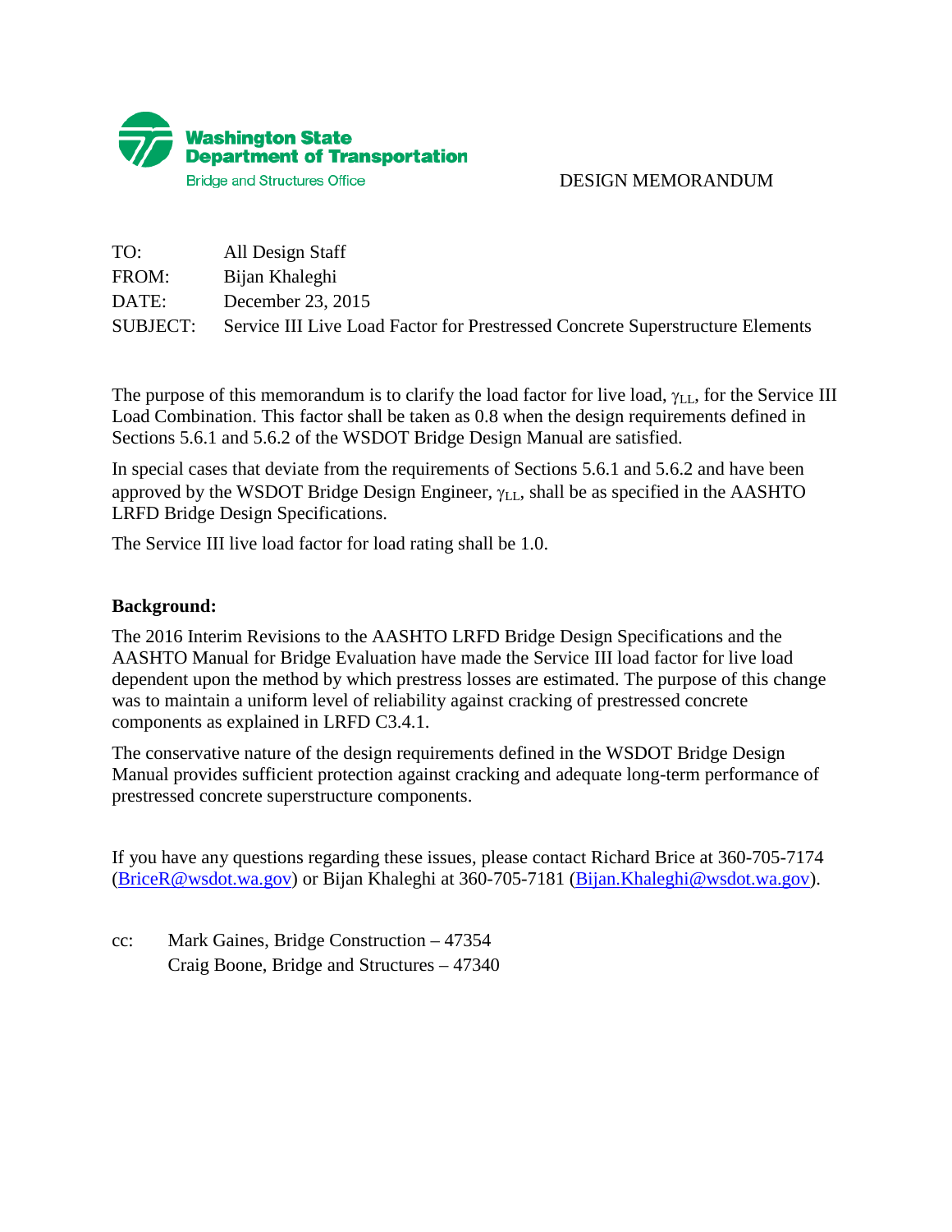Washington State Department of Transportation
Bridge and Structures Office

DESIGN MEMORANDUM

TO: All Design Staff
FROM: Bijan Khaleghi
DATE: December 23, 2015
SUBJECT: Service III Live Load Factor for Prestressed Concrete Superstructure Elements

The purpose of this memorandum is to clarify the load factor for live load, $\gamma_{LL}$, for the Service III Load Combination. This factor shall be taken as 0.8 when the design requirements defined in Sections 5.6.1 and 5.6.2 of the WSDOT Bridge Design Manual are satisfied.

In special cases that deviate from the requirements of Sections 5.6.1 and 5.6.2 and have been approved by the WSDOT Bridge Design Engineer, $\gamma_{LL}$, shall be as specified in the AASHTO LRFD Bridge Design Specifications.

The Service III live load factor for load rating shall be 1.0.

**Background:**

The 2016 Interim Revisions to the AASHTO LRFD Bridge Design Specifications and the AASHTO Manual for Bridge Evaluation have made the Service III load factor for live load dependent upon the method by which prestress losses are estimated. The purpose of this change was to maintain a uniform level of reliability against cracking of prestressed concrete components as explained in LRFD C3.4.1.

The conservative nature of the design requirements defined in the WSDOT Bridge Design Manual provides sufficient protection against cracking and adequate long-term performance of prestressed concrete superstructure components.

If you have any questions regarding these issues, please contact Richard Brice at 360-705-7174 (BriceR@wsdot.wa.gov) or Bijan Khaleghi at 360-705-7181 (Bijan.Khaleghi@wsdot.wa.gov).

cc: Mark Gaines, Bridge Construction – 47354
Craig Boone, Bridge and Structures – 47340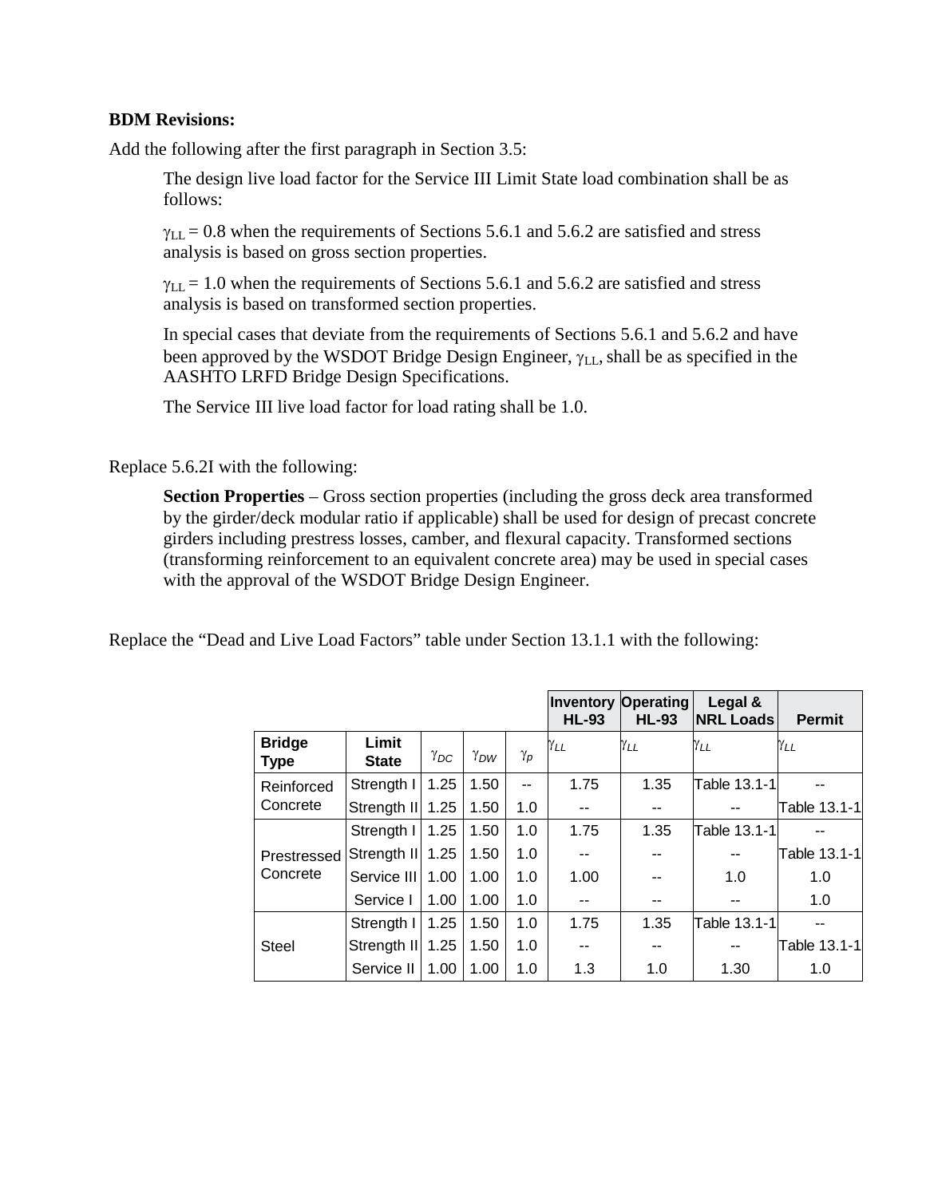**BDM Revisions:**

Add the following after the first paragraph in Section 3.5:

> The design live load factor for the Service III Limit State load combination shall be as follows:
>
> $\gamma_{LL}$ = 0.8 when the requirements of Sections 5.6.1 and 5.6.2 are satisfied and stress analysis is based on gross section properties.
>
> $\gamma_{LL}$ = 1.0 when the requirements of Sections 5.6.1 and 5.6.2 are satisfied and stress analysis is based on transformed section properties.
>
> In special cases that deviate from the requirements of Sections 5.6.1 and 5.6.2 and have been approved by the WSDOT Bridge Design Engineer, $\gamma_{LL}$, shall be as specified in the AASHTO LRFD Bridge Design Specifications.
>
> The Service III live load factor for load rating shall be 1.0.

Replace 5.6.2I with the following:

> **Section Properties** – Gross section properties (including the gross deck area transformed by the girder/deck modular ratio if applicable) shall be used for design of precast concrete girders including prestress losses, camber, and flexural capacity. Transformed sections (transforming reinforcement to an equivalent concrete area) may be used in special cases with the approval of the WSDOT Bridge Design Engineer.

Replace the "Dead and Live Load Factors" table under Section 13.1.1 with the following:

| | | | | | **Inventory HL-93** | **Operating HL-93** | **Legal & NRL Loads** | **Permit** |
|---|---|---|---|---|---|---|---|---|
| **Bridge Type** | **Limit State** | $\gamma_{DC}$ | $\gamma_{DW}$ | $\gamma_p$ | $\gamma_{LL}$ | $\gamma_{LL}$ | $\gamma_{LL}$ | $\gamma_{LL}$ |
| Reinforced Concrete | Strength I | 1.25 | 1.50 | -- | 1.75 | 1.35 | Table 13.1-1 | -- |
| | Strength II | 1.25 | 1.50 | 1.0 | -- | -- | -- | Table 13.1-1 |
| Prestressed Concrete | Strength I | 1.25 | 1.50 | 1.0 | 1.75 | 1.35 | Table 13.1-1 | -- |
| | Strength II | 1.25 | 1.50 | 1.0 | -- | -- | -- | Table 13.1-1 |
| | Service III | 1.00 | 1.00 | 1.0 | 1.00 | -- | 1.0 | 1.0 |
| | Service I | 1.00 | 1.00 | 1.0 | -- | -- | -- | 1.0 |
| Steel | Strength I | 1.25 | 1.50 | 1.0 | 1.75 | 1.35 | Table 13.1-1 | -- |
| | Strength II | 1.25 | 1.50 | 1.0 | -- | -- | -- | Table 13.1-1 |
| | Service II | 1.00 | 1.00 | 1.0 | 1.3 | 1.0 | 1.30 | 1.0 |